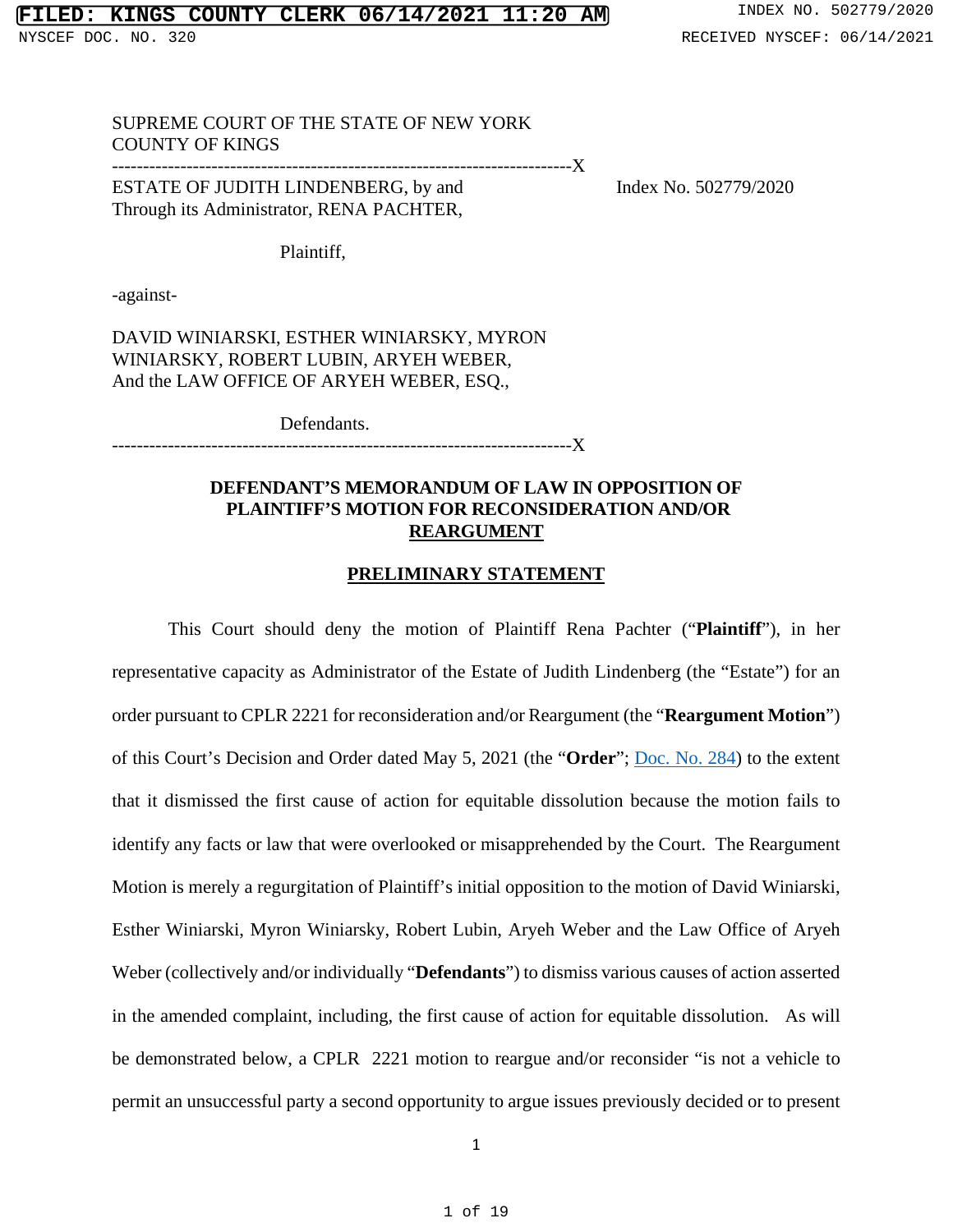SUPREME COURT OF THE STATE OF NEW YORK
COUNTY OF KINGS

---------------------------------------------------------------------------X

ESTATE OF JUDITH LINDENBERG, by and Through its Administrator, RENA PACHTER,

Plaintiff,

-against-

DAVID WINIARSKI, ESTHER WINIARSKY, MYRON WINIARSKY, ROBERT LUBIN, ARYEH WEBER, And the LAW OFFICE OF ARYEH WEBER, ESQ.,

Defendants.

---------------------------------------------------------------------------X

Index No. 502779/2020

**DEFENDANT'S MEMORANDUM OF LAW IN OPPOSITION OF PLAINTIFF'S MOTION FOR RECONSIDERATION AND/OR <u>REARGUMENT</u>**

**<u>PRELIMINARY STATEMENT</u>**

This Court should deny the motion of Plaintiff Rena Pachter ("**Plaintiff**"), in her representative capacity as Administrator of the Estate of Judith Lindenberg (the "Estate") for an order pursuant to CPLR 2221 for reconsideration and/or Reargument (the "**Reargument Motion**") of this Court's Decision and Order dated May 5, 2021 (the "**Order**"; Doc. No. 284) to the extent that it dismissed the first cause of action for equitable dissolution because the motion fails to identify any facts or law that were overlooked or misapprehended by the Court. The Reargument Motion is merely a regurgitation of Plaintiff's initial opposition to the motion of David Winiarski, Esther Winiarski, Myron Winiarsky, Robert Lubin, Aryeh Weber and the Law Office of Aryeh Weber (collectively and/or individually "**Defendants**") to dismiss various causes of action asserted in the amended complaint, including, the first cause of action for equitable dissolution. As will be demonstrated below, a CPLR 2221 motion to reargue and/or reconsider "is not a vehicle to permit an unsuccessful party a second opportunity to argue issues previously decided or to present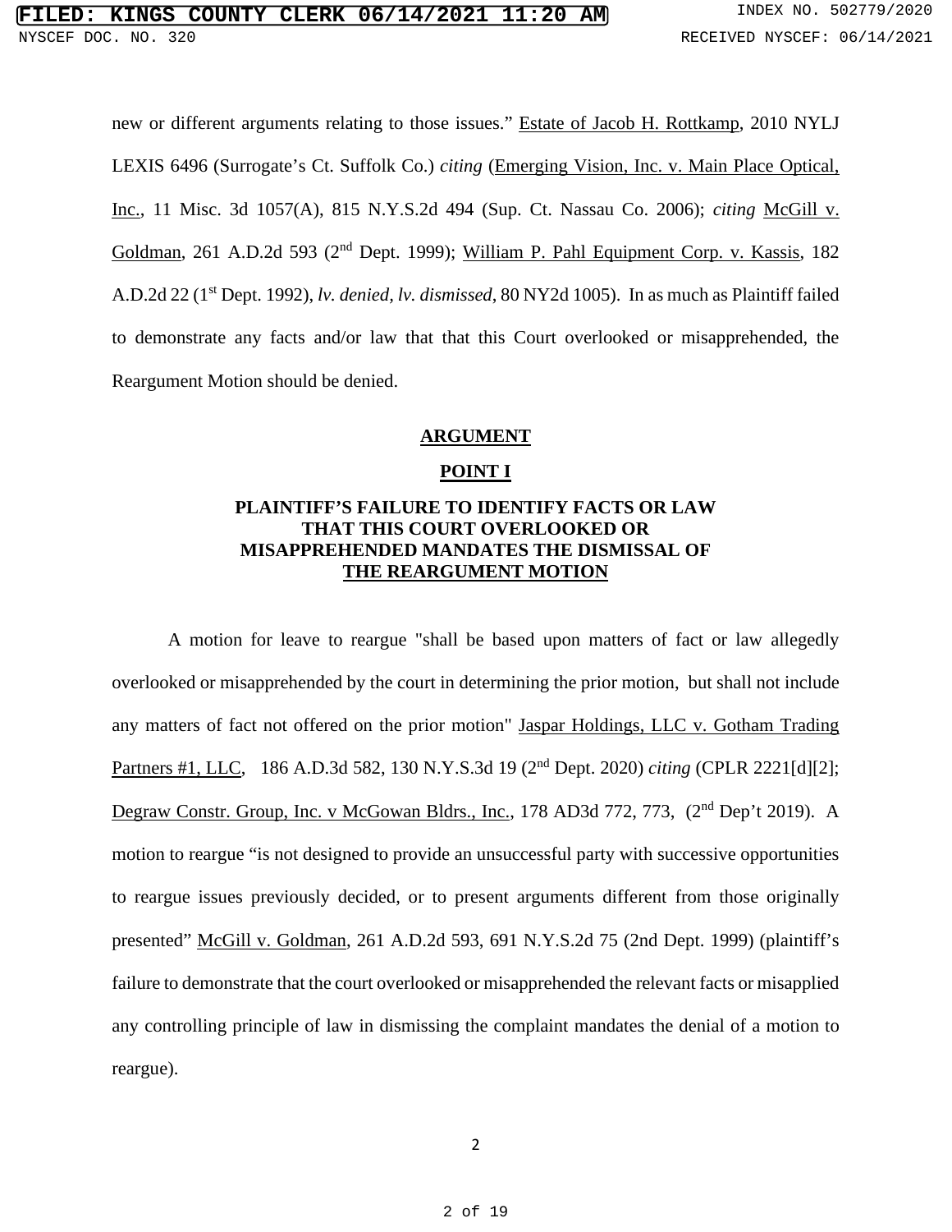new or different arguments relating to those issues." Estate of Jacob H. Rottkamp, 2010 NYLJ LEXIS 6496 (Surrogate's Ct. Suffolk Co.) *citing* (Emerging Vision, Inc. v. Main Place Optical, Inc., 11 Misc. 3d 1057(A), 815 N.Y.S.2d 494 (Sup. Ct. Nassau Co. 2006); *citing* McGill v. Goldman, 261 A.D.2d 593 (2nd Dept. 1999); William P. Pahl Equipment Corp. v. Kassis, 182 A.D.2d 22 (1st Dept. 1992), *lv. denied*, *lv. dismissed*, 80 NY2d 1005). In as much as Plaintiff failed to demonstrate any facts and/or law that that this Court overlooked or misapprehended, the Reargument Motion should be denied.

## ARGUMENT

## POINT I

## PLAINTIFF'S FAILURE TO IDENTIFY FACTS OR LAW THAT THIS COURT OVERLOOKED OR MISAPPREHENDED MANDATES THE DISMISSAL OF THE REARGUMENT MOTION

A motion for leave to reargue "shall be based upon matters of fact or law allegedly overlooked or misapprehended by the court in determining the prior motion, but shall not include any matters of fact not offered on the prior motion" Jaspar Holdings, LLC v. Gotham Trading Partners #1, LLC, 186 A.D.3d 582, 130 N.Y.S.3d 19 (2nd Dept. 2020) *citing* (CPLR 2221[d][2]; Degraw Constr. Group, Inc. v McGowan Bldrs., Inc., 178 AD3d 772, 773, (2nd Dep't 2019). A motion to reargue "is not designed to provide an unsuccessful party with successive opportunities to reargue issues previously decided, or to present arguments different from those originally presented" McGill v. Goldman, 261 A.D.2d 593, 691 N.Y.S.2d 75 (2nd Dept. 1999) (plaintiff's failure to demonstrate that the court overlooked or misapprehended the relevant facts or misapplied any controlling principle of law in dismissing the complaint mandates the denial of a motion to reargue).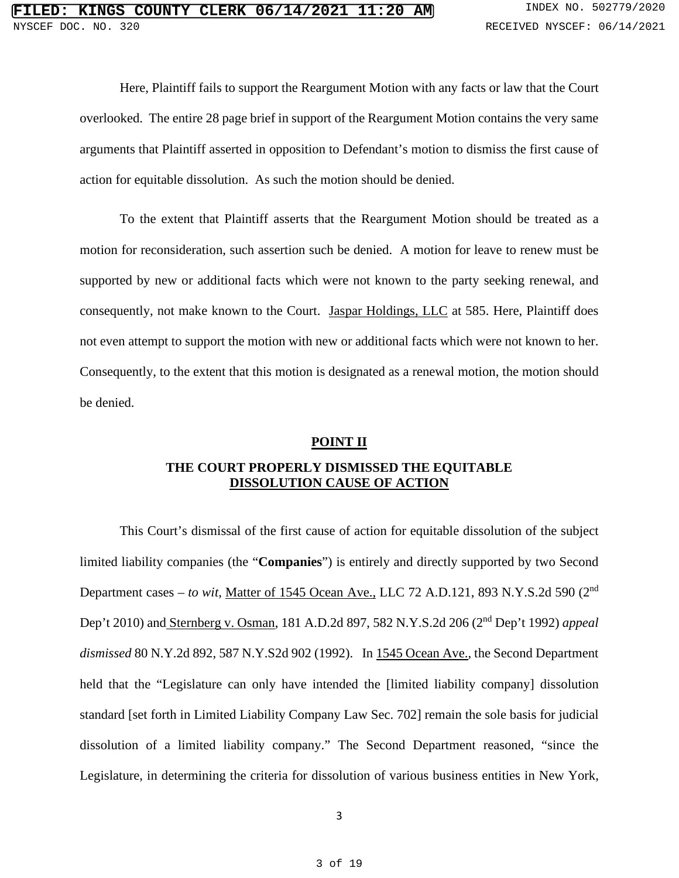Here, Plaintiff fails to support the Reargument Motion with any facts or law that the Court overlooked. The entire 28 page brief in support of the Reargument Motion contains the very same arguments that Plaintiff asserted in opposition to Defendant's motion to dismiss the first cause of action for equitable dissolution. As such the motion should be denied.

To the extent that Plaintiff asserts that the Reargument Motion should be treated as a motion for reconsideration, such assertion such be denied. A motion for leave to renew must be supported by new or additional facts which were not known to the party seeking renewal, and consequently, not make known to the Court. Jaspar Holdings, LLC at 585. Here, Plaintiff does not even attempt to support the motion with new or additional facts which were not known to her. Consequently, to the extent that this motion is designated as a renewal motion, the motion should be denied.

## POINT II

## THE COURT PROPERLY DISMISSED THE EQUITABLE DISSOLUTION CAUSE OF ACTION

This Court's dismissal of the first cause of action for equitable dissolution of the subject limited liability companies (the "**Companies**") is entirely and directly supported by two Second Department cases – *to wit*, Matter of 1545 Ocean Ave., LLC 72 A.D.121, 893 N.Y.S.2d 590 (2nd Dep't 2010) and Sternberg v. Osman, 181 A.D.2d 897, 582 N.Y.S.2d 206 (2nd Dep't 1992) *appeal dismissed* 80 N.Y.2d 892, 587 N.Y.S2d 902 (1992). In 1545 Ocean Ave., the Second Department held that the "Legislature can only have intended the [limited liability company] dissolution standard [set forth in Limited Liability Company Law Sec. 702] remain the sole basis for judicial dissolution of a limited liability company." The Second Department reasoned, "since the Legislature, in determining the criteria for dissolution of various business entities in New York,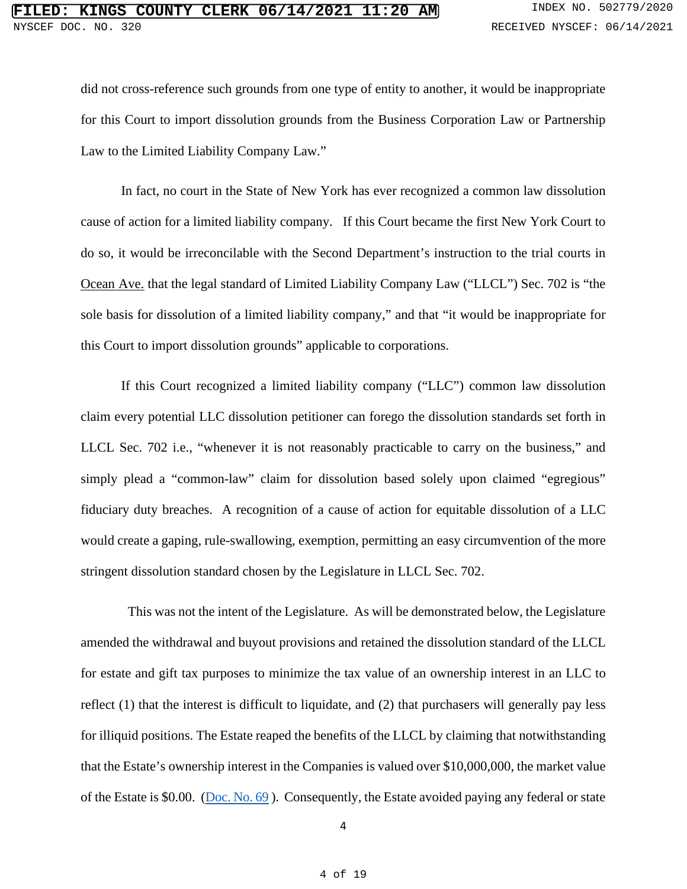did not cross-reference such grounds from one type of entity to another, it would be inappropriate for this Court to import dissolution grounds from the Business Corporation Law or Partnership Law to the Limited Liability Company Law."

In fact, no court in the State of New York has ever recognized a common law dissolution cause of action for a limited liability company. If this Court became the first New York Court to do so, it would be irreconcilable with the Second Department's instruction to the trial courts in Ocean Ave. that the legal standard of Limited Liability Company Law ("LLCL") Sec. 702 is "the sole basis for dissolution of a limited liability company," and that "it would be inappropriate for this Court to import dissolution grounds" applicable to corporations.

If this Court recognized a limited liability company ("LLC") common law dissolution claim every potential LLC dissolution petitioner can forego the dissolution standards set forth in LLCL Sec. 702 i.e., "whenever it is not reasonably practicable to carry on the business," and simply plead a "common-law" claim for dissolution based solely upon claimed "egregious" fiduciary duty breaches. A recognition of a cause of action for equitable dissolution of a LLC would create a gaping, rule-swallowing, exemption, permitting an easy circumvention of the more stringent dissolution standard chosen by the Legislature in LLCL Sec. 702.

This was not the intent of the Legislature. As will be demonstrated below, the Legislature amended the withdrawal and buyout provisions and retained the dissolution standard of the LLCL for estate and gift tax purposes to minimize the tax value of an ownership interest in an LLC to reflect (1) that the interest is difficult to liquidate, and (2) that purchasers will generally pay less for illiquid positions. The Estate reaped the benefits of the LLCL by claiming that notwithstanding that the Estate's ownership interest in the Companies is valued over $10,000,000, the market value of the Estate is $0.00. (Doc. No. 69 ). Consequently, the Estate avoided paying any federal or state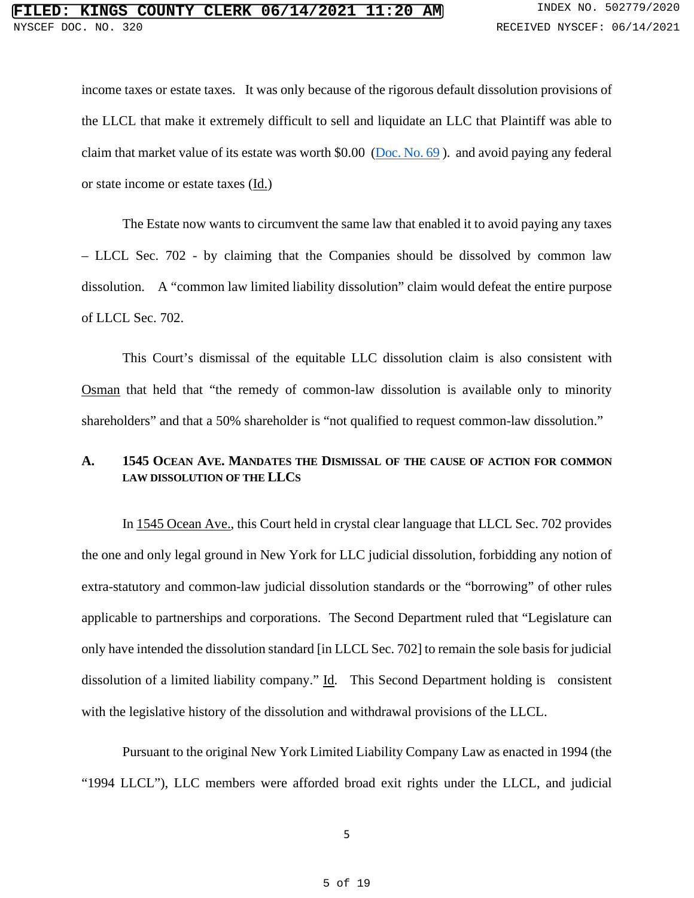income taxes or estate taxes. It was only because of the rigorous default dissolution provisions of the LLCL that make it extremely difficult to sell and liquidate an LLC that Plaintiff was able to claim that market value of its estate was worth $0.00 (Doc. No. 69 ). and avoid paying any federal or state income or estate taxes (Id.)

The Estate now wants to circumvent the same law that enabled it to avoid paying any taxes – LLCL Sec. 702 - by claiming that the Companies should be dissolved by common law dissolution. A "common law limited liability dissolution" claim would defeat the entire purpose of LLCL Sec. 702.

This Court's dismissal of the equitable LLC dissolution claim is also consistent with Osman that held that "the remedy of common-law dissolution is available only to minority shareholders" and that a 50% shareholder is "not qualified to request common-law dissolution."

## A. 1545 Ocean Ave. Mandates the Dismissal of the cause of action for common law dissolution of the LLCs

In 1545 Ocean Ave., this Court held in crystal clear language that LLCL Sec. 702 provides the one and only legal ground in New York for LLC judicial dissolution, forbidding any notion of extra-statutory and common-law judicial dissolution standards or the "borrowing" of other rules applicable to partnerships and corporations. The Second Department ruled that "Legislature can only have intended the dissolution standard [in LLCL Sec. 702] to remain the sole basis for judicial dissolution of a limited liability company." Id. This Second Department holding is consistent with the legislative history of the dissolution and withdrawal provisions of the LLCL.

Pursuant to the original New York Limited Liability Company Law as enacted in 1994 (the "1994 LLCL"), LLC members were afforded broad exit rights under the LLCL, and judicial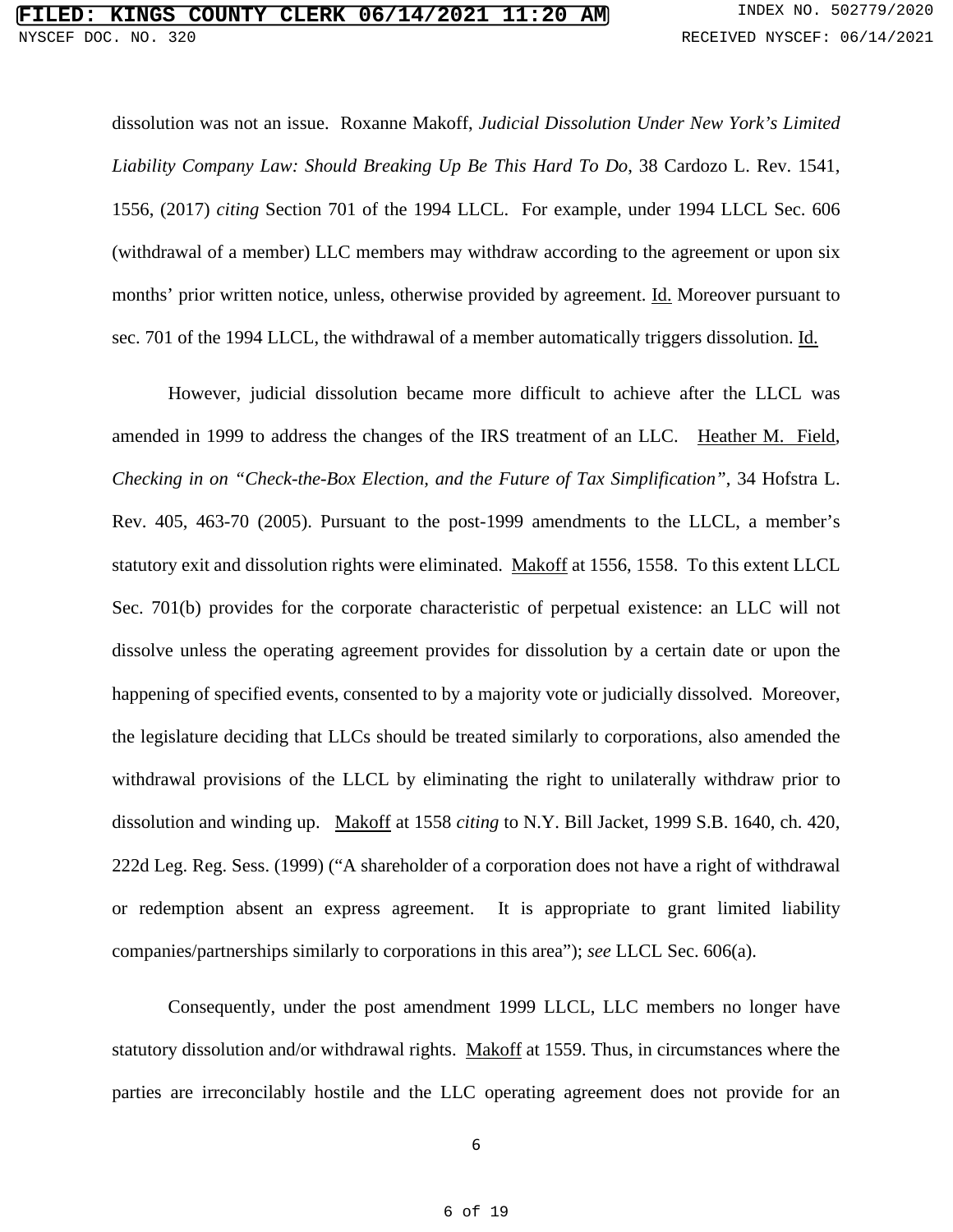dissolution was not an issue. Roxanne Makoff, *Judicial Dissolution Under New York's Limited Liability Company Law: Should Breaking Up Be This Hard To Do*, 38 Cardozo L. Rev. 1541, 1556, (2017) *citing* Section 701 of the 1994 LLCL. For example, under 1994 LLCL Sec. 606 (withdrawal of a member) LLC members may withdraw according to the agreement or upon six months' prior written notice, unless, otherwise provided by agreement. Id. Moreover pursuant to sec. 701 of the 1994 LLCL, the withdrawal of a member automatically triggers dissolution. Id.

However, judicial dissolution became more difficult to achieve after the LLCL was amended in 1999 to address the changes of the IRS treatment of an LLC. Heather M. Field, *Checking in on "Check-the-Box Election, and the Future of Tax Simplification"*, 34 Hofstra L. Rev. 405, 463-70 (2005). Pursuant to the post-1999 amendments to the LLCL, a member's statutory exit and dissolution rights were eliminated. Makoff at 1556, 1558. To this extent LLCL Sec. 701(b) provides for the corporate characteristic of perpetual existence: an LLC will not dissolve unless the operating agreement provides for dissolution by a certain date or upon the happening of specified events, consented to by a majority vote or judicially dissolved. Moreover, the legislature deciding that LLCs should be treated similarly to corporations, also amended the withdrawal provisions of the LLCL by eliminating the right to unilaterally withdraw prior to dissolution and winding up. Makoff at 1558 *citing* to N.Y. Bill Jacket, 1999 S.B. 1640, ch. 420, 222d Leg. Reg. Sess. (1999) ("A shareholder of a corporation does not have a right of withdrawal or redemption absent an express agreement. It is appropriate to grant limited liability companies/partnerships similarly to corporations in this area"); *see* LLCL Sec. 606(a).

Consequently, under the post amendment 1999 LLCL, LLC members no longer have statutory dissolution and/or withdrawal rights. Makoff at 1559. Thus, in circumstances where the parties are irreconcilably hostile and the LLC operating agreement does not provide for an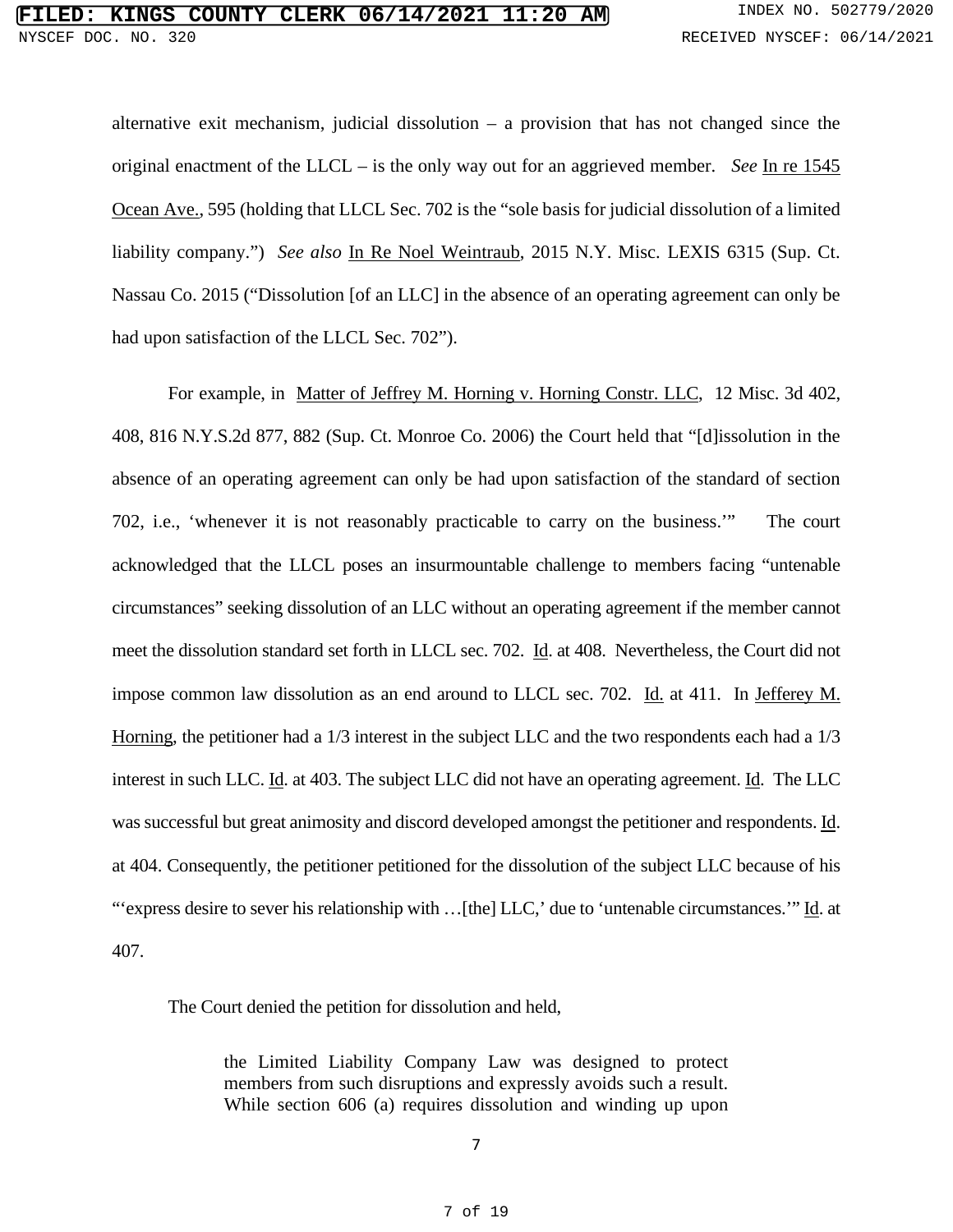alternative exit mechanism, judicial dissolution – a provision that has not changed since the original enactment of the LLCL – is the only way out for an aggrieved member. *See* In re 1545 Ocean Ave., 595 (holding that LLCL Sec. 702 is the "sole basis for judicial dissolution of a limited liability company.") *See also* In Re Noel Weintraub, 2015 N.Y. Misc. LEXIS 6315 (Sup. Ct. Nassau Co. 2015 ("Dissolution [of an LLC] in the absence of an operating agreement can only be had upon satisfaction of the LLCL Sec. 702").

For example, in Matter of Jeffrey M. Horning v. Horning Constr. LLC, 12 Misc. 3d 402, 408, 816 N.Y.S.2d 877, 882 (Sup. Ct. Monroe Co. 2006) the Court held that "[d]issolution in the absence of an operating agreement can only be had upon satisfaction of the standard of section 702, i.e., 'whenever it is not reasonably practicable to carry on the business.'" The court acknowledged that the LLCL poses an insurmountable challenge to members facing "untenable circumstances" seeking dissolution of an LLC without an operating agreement if the member cannot meet the dissolution standard set forth in LLCL sec. 702. Id. at 408. Nevertheless, the Court did not impose common law dissolution as an end around to LLCL sec. 702. Id. at 411. In Jefferey M. Horning, the petitioner had a 1/3 interest in the subject LLC and the two respondents each had a 1/3 interest in such LLC. Id. at 403. The subject LLC did not have an operating agreement. Id. The LLC was successful but great animosity and discord developed amongst the petitioner and respondents. Id. at 404. Consequently, the petitioner petitioned for the dissolution of the subject LLC because of his "'express desire to sever his relationship with …[the] LLC,' due to 'untenable circumstances.'" Id. at 407.

The Court denied the petition for dissolution and held,

> the Limited Liability Company Law was designed to protect members from such disruptions and expressly avoids such a result. While section 606 (a) requires dissolution and winding up upon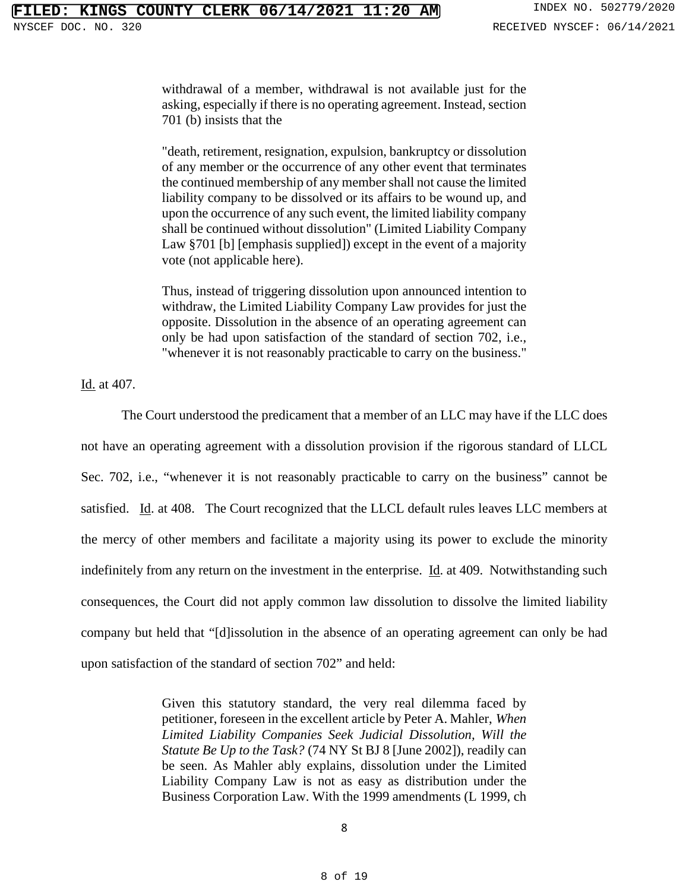> withdrawal of a member, withdrawal is not available just for the asking, especially if there is no operating agreement. Instead, section 701 (b) insists that the
>
> "death, retirement, resignation, expulsion, bankruptcy or dissolution of any member or the occurrence of any other event that terminates the continued membership of any member shall not cause the limited liability company to be dissolved or its affairs to be wound up, and upon the occurrence of any such event, the limited liability company shall be continued without dissolution" (Limited Liability Company Law §701 [b] [emphasis supplied]) except in the event of a majority vote (not applicable here).
>
> Thus, instead of triggering dissolution upon announced intention to withdraw, the Limited Liability Company Law provides for just the opposite. Dissolution in the absence of an operating agreement can only be had upon satisfaction of the standard of section 702, i.e., "whenever it is not reasonably practicable to carry on the business."

Id. at 407.

The Court understood the predicament that a member of an LLC may have if the LLC does not have an operating agreement with a dissolution provision if the rigorous standard of LLCL Sec. 702, i.e., "whenever it is not reasonably practicable to carry on the business" cannot be satisfied. Id. at 408. The Court recognized that the LLCL default rules leaves LLC members at the mercy of other members and facilitate a majority using its power to exclude the minority indefinitely from any return on the investment in the enterprise. Id. at 409. Notwithstanding such consequences, the Court did not apply common law dissolution to dissolve the limited liability company but held that "[d]issolution in the absence of an operating agreement can only be had upon satisfaction of the standard of section 702" and held:

> Given this statutory standard, the very real dilemma faced by petitioner, foreseen in the excellent article by Peter A. Mahler, *When Limited Liability Companies Seek Judicial Dissolution, Will the Statute Be Up to the Task?* (74 NY St BJ 8 [June 2002]), readily can be seen. As Mahler ably explains, dissolution under the Limited Liability Company Law is not as easy as distribution under the Business Corporation Law. With the 1999 amendments (L 1999, ch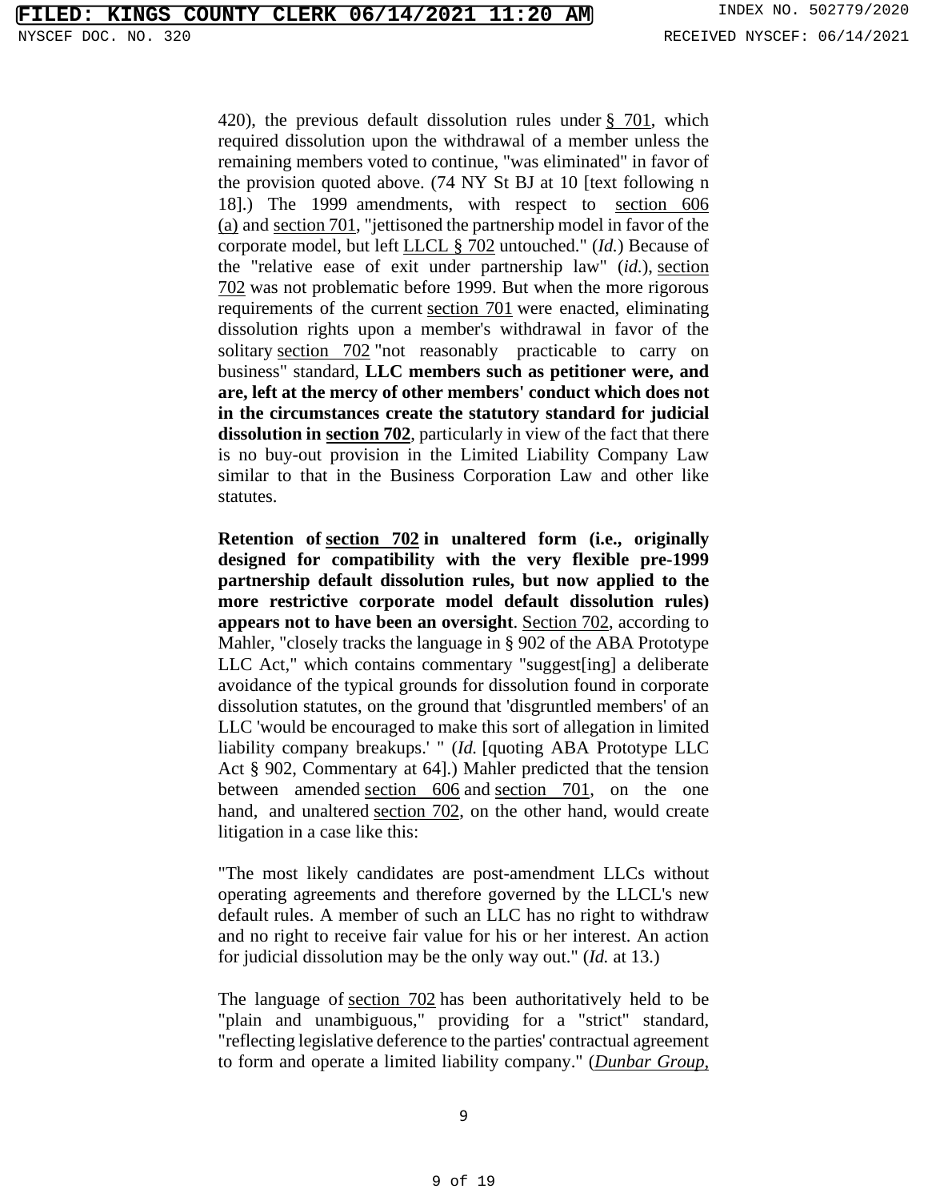420), the previous default dissolution rules under § 701, which required dissolution upon the withdrawal of a member unless the remaining members voted to continue, "was eliminated" in favor of the provision quoted above. (74 NY St BJ at 10 [text following n 18].) The 1999 amendments, with respect to section 606 (a) and section 701, "jettisoned the partnership model in favor of the corporate model, but left LLCL § 702 untouched." (*Id.*) Because of the "relative ease of exit under partnership law" (*id.*), section 702 was not problematic before 1999. But when the more rigorous requirements of the current section 701 were enacted, eliminating dissolution rights upon a member's withdrawal in favor of the solitary section 702 "not reasonably practicable to carry on business" standard, **LLC members such as petitioner were, and are, left at the mercy of other members' conduct which does not in the circumstances create the statutory standard for judicial dissolution in section 702**, particularly in view of the fact that there is no buy-out provision in the Limited Liability Company Law similar to that in the Business Corporation Law and other like statutes.

**Retention of section 702 in unaltered form (i.e., originally designed for compatibility with the very flexible pre-1999 partnership default dissolution rules, but now applied to the more restrictive corporate model default dissolution rules) appears not to have been an oversight**. Section 702, according to Mahler, "closely tracks the language in § 902 of the ABA Prototype LLC Act," which contains commentary "suggest[ing] a deliberate avoidance of the typical grounds for dissolution found in corporate dissolution statutes, on the ground that 'disgruntled members' of an LLC 'would be encouraged to make this sort of allegation in limited liability company breakups.' " (*Id.* [quoting ABA Prototype LLC Act § 902, Commentary at 64].) Mahler predicted that the tension between amended section 606 and section 701, on the one hand, and unaltered section 702, on the other hand, would create litigation in a case like this:

"The most likely candidates are post-amendment LLCs without operating agreements and therefore governed by the LLCL's new default rules. A member of such an LLC has no right to withdraw and no right to receive fair value for his or her interest. An action for judicial dissolution may be the only way out." (*Id.* at 13.)

The language of section 702 has been authoritatively held to be "plain and unambiguous," providing for a "strict" standard, "reflecting legislative deference to the parties' contractual agreement to form and operate a limited liability company." (*Dunbar Group,*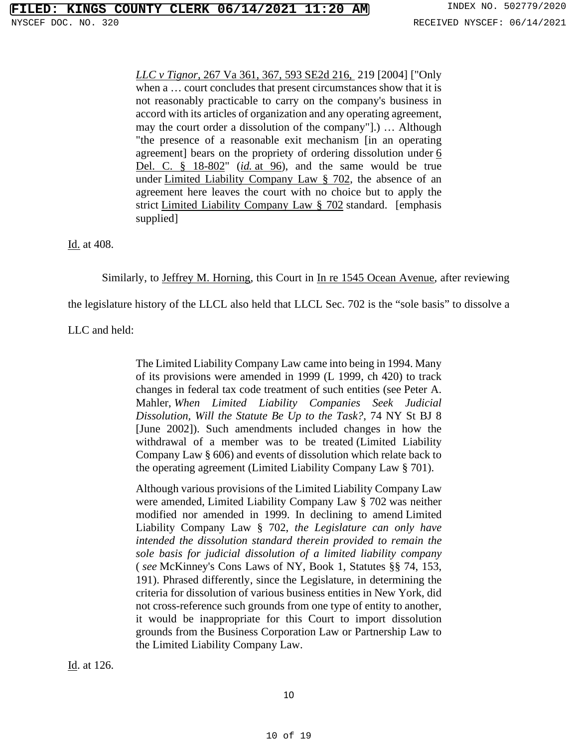> LLC v Tignor, 267 Va 361, 367, 593 SE2d 216, 219 [2004] ["Only when a … court concludes that present circumstances show that it is not reasonably practicable to carry on the company's business in accord with its articles of organization and any operating agreement, may the court order a dissolution of the company"].) … Although "the presence of a reasonable exit mechanism [in an operating agreement] bears on the propriety of ordering dissolution under 6 Del. C. § 18-802" (*id.* at 96), and the same would be true under Limited Liability Company Law § 702, the absence of an agreement here leaves the court with no choice but to apply the strict Limited Liability Company Law § 702 standard. [emphasis supplied]

Id. at 408.

Similarly, to Jeffrey M. Horning, this Court in In re 1545 Ocean Avenue, after reviewing the legislature history of the LLCL also held that LLCL Sec. 702 is the "sole basis" to dissolve a LLC and held:

> The Limited Liability Company Law came into being in 1994. Many of its provisions were amended in 1999 (L 1999, ch 420) to track changes in federal tax code treatment of such entities (see Peter A. Mahler, *When Limited Liability Companies Seek Judicial Dissolution, Will the Statute Be Up to the Task?*, 74 NY St BJ 8 [June 2002]). Such amendments included changes in how the withdrawal of a member was to be treated (Limited Liability Company Law § 606) and events of dissolution which relate back to the operating agreement (Limited Liability Company Law § 701).
>
> Although various provisions of the Limited Liability Company Law were amended, Limited Liability Company Law § 702 was neither modified nor amended in 1999. In declining to amend Limited Liability Company Law § 702, *the Legislature can only have intended the dissolution standard therein provided to remain the sole basis for judicial dissolution of a limited liability company* ( *see* McKinney's Cons Laws of NY, Book 1, Statutes §§ 74, 153, 191). Phrased differently, since the Legislature, in determining the criteria for dissolution of various business entities in New York, did not cross-reference such grounds from one type of entity to another, it would be inappropriate for this Court to import dissolution grounds from the Business Corporation Law or Partnership Law to the Limited Liability Company Law.

Id. at 126.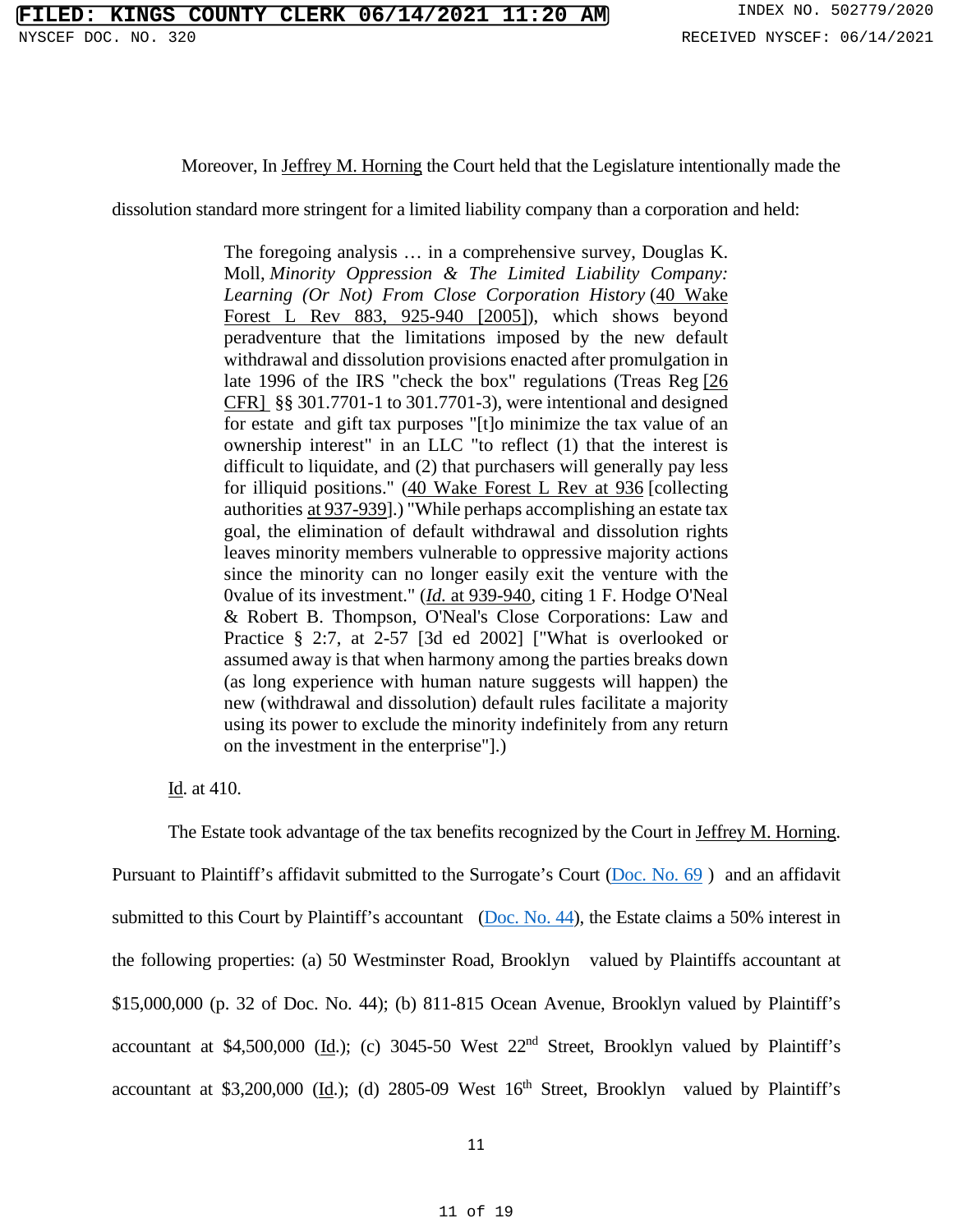Moreover, In Jeffrey M. Horning the Court held that the Legislature intentionally made the dissolution standard more stringent for a limited liability company than a corporation and held:

> The foregoing analysis … in a comprehensive survey, Douglas K. Moll, *Minority Oppression & The Limited Liability Company: Learning (Or Not) From Close Corporation History* (40 Wake Forest L Rev 883, 925-940 [2005]), which shows beyond peradventure that the limitations imposed by the new default withdrawal and dissolution provisions enacted after promulgation in late 1996 of the IRS "check the box" regulations (Treas Reg [26 CFR] §§ 301.7701-1 to 301.7701-3), were intentional and designed for estate and gift tax purposes "[t]o minimize the tax value of an ownership interest" in an LLC "to reflect (1) that the interest is difficult to liquidate, and (2) that purchasers will generally pay less for illiquid positions." (40 Wake Forest L Rev at 936 [collecting authorities at 937-939].) "While perhaps accomplishing an estate tax goal, the elimination of default withdrawal and dissolution rights leaves minority members vulnerable to oppressive majority actions since the minority can no longer easily exit the venture with the 0value of its investment." (*Id.* at 939-940, citing 1 F. Hodge O'Neal & Robert B. Thompson, O'Neal's Close Corporations: Law and Practice § 2:7, at 2-57 [3d ed 2002] ["What is overlooked or assumed away is that when harmony among the parties breaks down (as long experience with human nature suggests will happen) the new (withdrawal and dissolution) default rules facilitate a majority using its power to exclude the minority indefinitely from any return on the investment in the enterprise"].)

Id. at 410.

The Estate took advantage of the tax benefits recognized by the Court in Jeffrey M. Horning. Pursuant to Plaintiff's affidavit submitted to the Surrogate's Court (Doc. No. 69 ) and an affidavit submitted to this Court by Plaintiff's accountant (Doc. No. 44), the Estate claims a 50% interest in the following properties: (a) 50 Westminster Road, Brooklyn valued by Plaintiffs accountant at $15,000,000 (p. 32 of Doc. No. 44); (b) 811-815 Ocean Avenue, Brooklyn valued by Plaintiff's accountant at $4,500,000 (Id.); (c) 3045-50 West 22nd Street, Brooklyn valued by Plaintiff's accountant at $3,200,000 (Id.); (d) 2805-09 West 16th Street, Brooklyn valued by Plaintiff's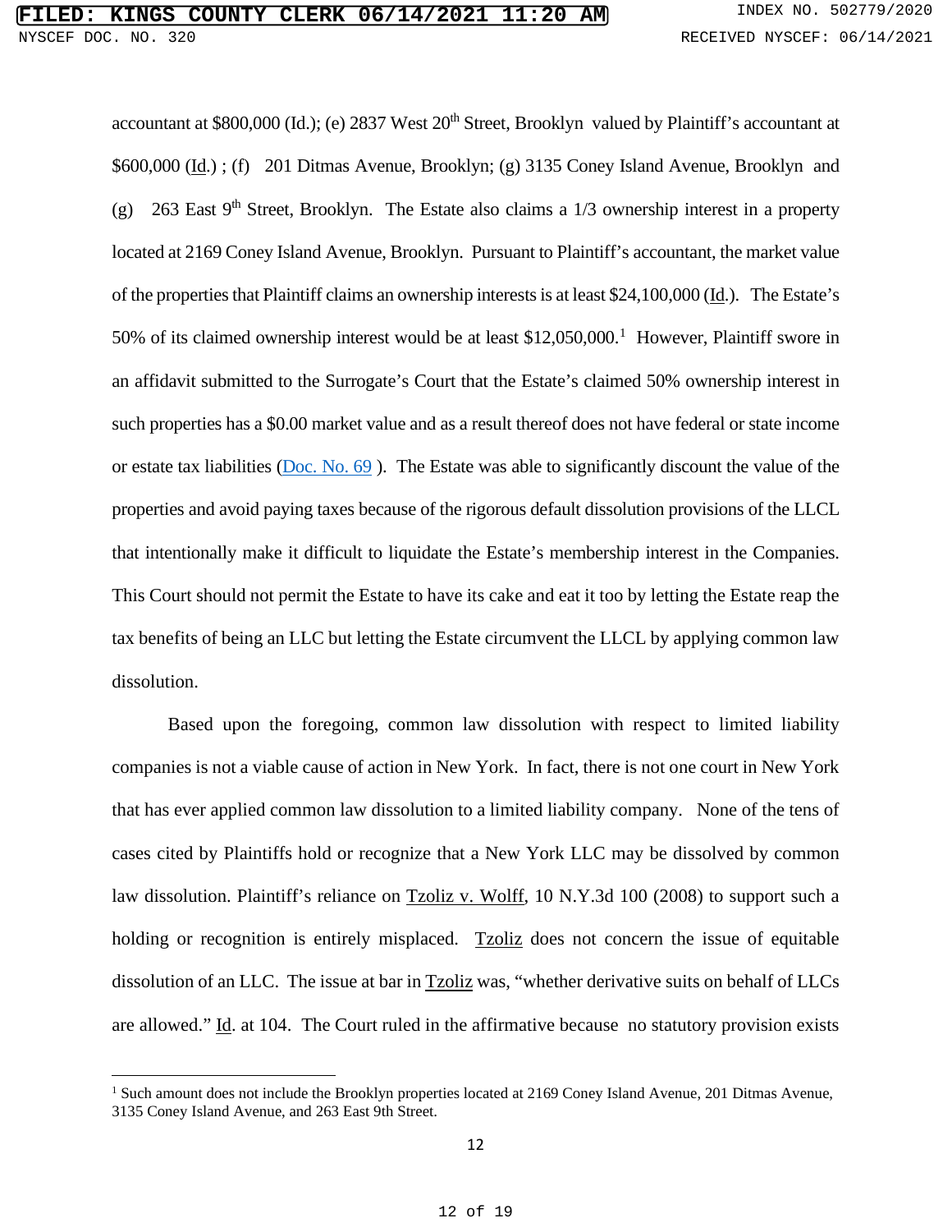accountant at \$800,000 (Id.); (e) 2837 West 20th Street, Brooklyn valued by Plaintiff's accountant at \$600,000 (Id.) ; (f) 201 Ditmas Avenue, Brooklyn; (g) 3135 Coney Island Avenue, Brooklyn and (g) 263 East 9th Street, Brooklyn. The Estate also claims a 1/3 ownership interest in a property located at 2169 Coney Island Avenue, Brooklyn. Pursuant to Plaintiff's accountant, the market value of the properties that Plaintiff claims an ownership interests is at least \$24,100,000 (Id.). The Estate's 50% of its claimed ownership interest would be at least \$12,050,000.[1] However, Plaintiff swore in an affidavit submitted to the Surrogate's Court that the Estate's claimed 50% ownership interest in such properties has a \$0.00 market value and as a result thereof does not have federal or state income or estate tax liabilities (Doc. No. 69 ). The Estate was able to significantly discount the value of the properties and avoid paying taxes because of the rigorous default dissolution provisions of the LLCL that intentionally make it difficult to liquidate the Estate's membership interest in the Companies. This Court should not permit the Estate to have its cake and eat it too by letting the Estate reap the tax benefits of being an LLC but letting the Estate circumvent the LLCL by applying common law dissolution.

Based upon the foregoing, common law dissolution with respect to limited liability companies is not a viable cause of action in New York. In fact, there is not one court in New York that has ever applied common law dissolution to a limited liability company. None of the tens of cases cited by Plaintiffs hold or recognize that a New York LLC may be dissolved by common law dissolution. Plaintiff's reliance on Tzoliz v. Wolff, 10 N.Y.3d 100 (2008) to support such a holding or recognition is entirely misplaced. Tzoliz does not concern the issue of equitable dissolution of an LLC. The issue at bar in Tzoliz was, "whether derivative suits on behalf of LLCs are allowed." Id. at 104. The Court ruled in the affirmative because no statutory provision exists

---

[1] Such amount does not include the Brooklyn properties located at 2169 Coney Island Avenue, 201 Ditmas Avenue, 3135 Coney Island Avenue, and 263 East 9th Street.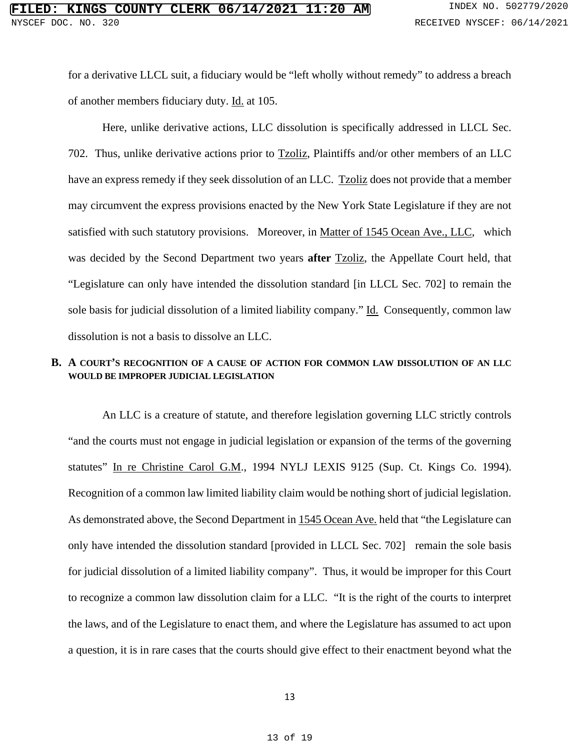for a derivative LLCL suit, a fiduciary would be "left wholly without remedy" to address a breach of another members fiduciary duty. Id. at 105.

Here, unlike derivative actions, LLC dissolution is specifically addressed in LLCL Sec. 702. Thus, unlike derivative actions prior to Tzoliz, Plaintiffs and/or other members of an LLC have an express remedy if they seek dissolution of an LLC. Tzoliz does not provide that a member may circumvent the express provisions enacted by the New York State Legislature if they are not satisfied with such statutory provisions. Moreover, in Matter of 1545 Ocean Ave., LLC, which was decided by the Second Department two years **after** Tzoliz, the Appellate Court held, that "Legislature can only have intended the dissolution standard [in LLCL Sec. 702] to remain the sole basis for judicial dissolution of a limited liability company." Id. Consequently, common law dissolution is not a basis to dissolve an LLC.

**B. A COURT'S RECOGNITION OF A CAUSE OF ACTION FOR COMMON LAW DISSOLUTION OF AN LLC WOULD BE IMPROPER JUDICIAL LEGISLATION**

An LLC is a creature of statute, and therefore legislation governing LLC strictly controls "and the courts must not engage in judicial legislation or expansion of the terms of the governing statutes" In re Christine Carol G.M., 1994 NYLJ LEXIS 9125 (Sup. Ct. Kings Co. 1994). Recognition of a common law limited liability claim would be nothing short of judicial legislation. As demonstrated above, the Second Department in 1545 Ocean Ave. held that "the Legislature can only have intended the dissolution standard [provided in LLCL Sec. 702] remain the sole basis for judicial dissolution of a limited liability company". Thus, it would be improper for this Court to recognize a common law dissolution claim for a LLC. "It is the right of the courts to interpret the laws, and of the Legislature to enact them, and where the Legislature has assumed to act upon a question, it is in rare cases that the courts should give effect to their enactment beyond what the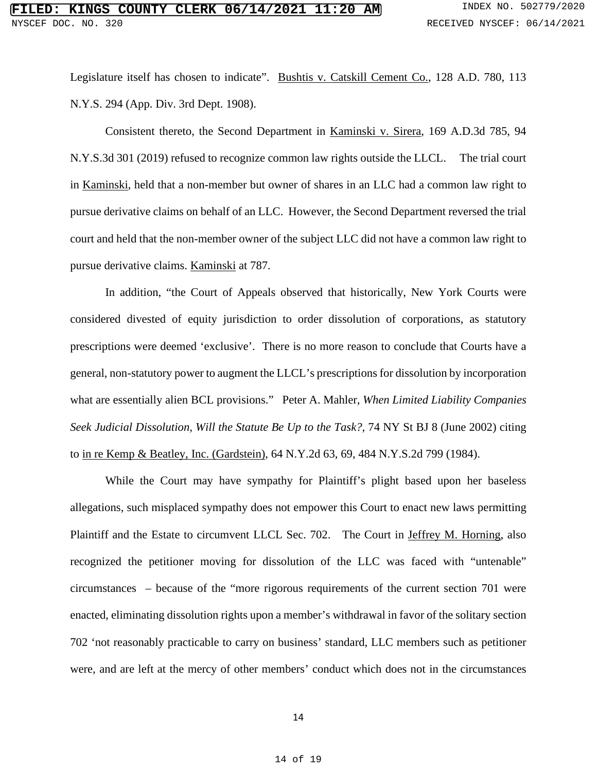Legislature itself has chosen to indicate". Bushtis v. Catskill Cement Co., 128 A.D. 780, 113 N.Y.S. 294 (App. Div. 3rd Dept. 1908).

Consistent thereto, the Second Department in Kaminski v. Sirera, 169 A.D.3d 785, 94 N.Y.S.3d 301 (2019) refused to recognize common law rights outside the LLCL. The trial court in Kaminski, held that a non-member but owner of shares in an LLC had a common law right to pursue derivative claims on behalf of an LLC. However, the Second Department reversed the trial court and held that the non-member owner of the subject LLC did not have a common law right to pursue derivative claims. Kaminski at 787.

In addition, "the Court of Appeals observed that historically, New York Courts were considered divested of equity jurisdiction to order dissolution of corporations, as statutory prescriptions were deemed 'exclusive'. There is no more reason to conclude that Courts have a general, non-statutory power to augment the LLCL's prescriptions for dissolution by incorporation what are essentially alien BCL provisions." Peter A. Mahler, *When Limited Liability Companies Seek Judicial Dissolution, Will the Statute Be Up to the Task?,* 74 NY St BJ 8 (June 2002) citing to in re Kemp & Beatley, Inc. (Gardstein), 64 N.Y.2d 63, 69, 484 N.Y.S.2d 799 (1984).

While the Court may have sympathy for Plaintiff's plight based upon her baseless allegations, such misplaced sympathy does not empower this Court to enact new laws permitting Plaintiff and the Estate to circumvent LLCL Sec. 702. The Court in Jeffrey M. Horning, also recognized the petitioner moving for dissolution of the LLC was faced with "untenable" circumstances – because of the "more rigorous requirements of the current section 701 were enacted, eliminating dissolution rights upon a member's withdrawal in favor of the solitary section 702 'not reasonably practicable to carry on business' standard, LLC members such as petitioner were, and are left at the mercy of other members' conduct which does not in the circumstances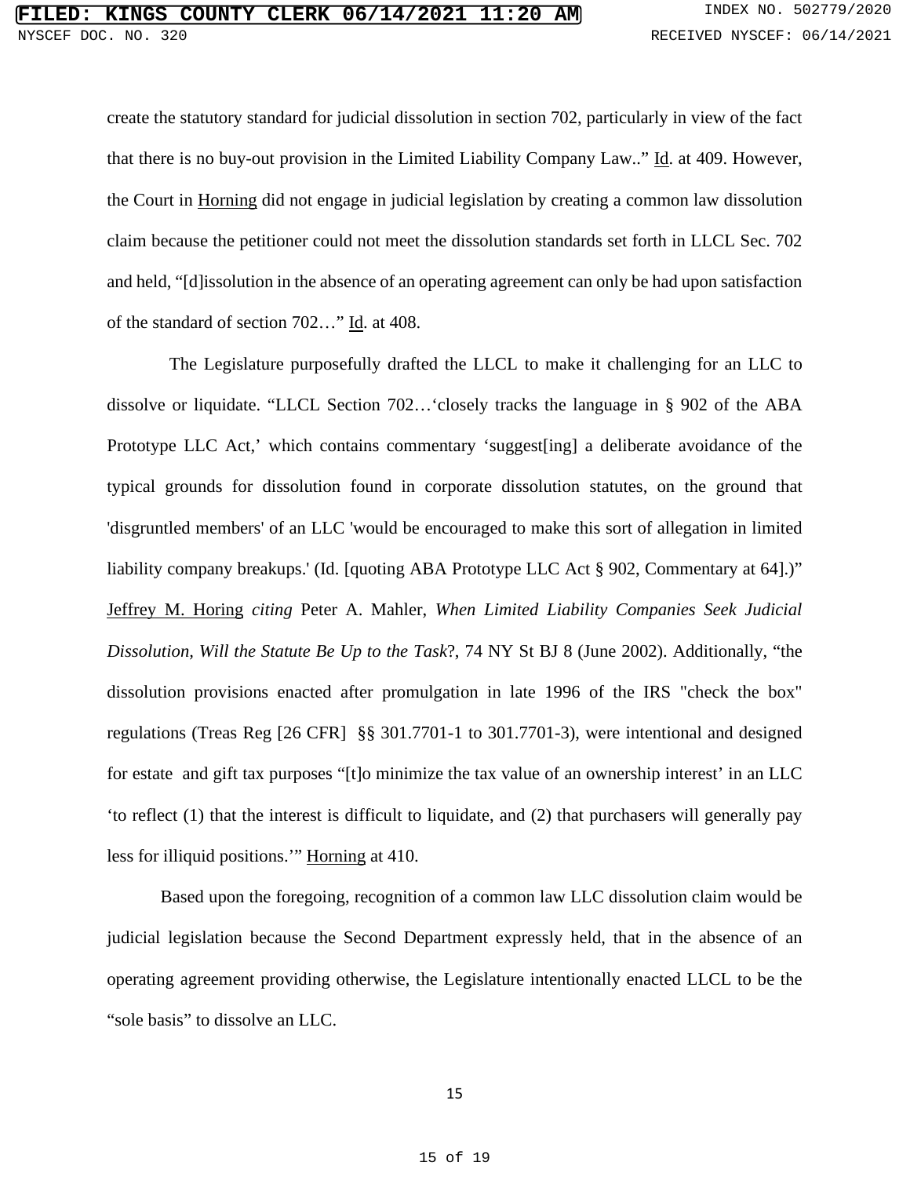create the statutory standard for judicial dissolution in section 702, particularly in view of the fact that there is no buy-out provision in the Limited Liability Company Law..” Id. at 409. However, the Court in Horning did not engage in judicial legislation by creating a common law dissolution claim because the petitioner could not meet the dissolution standards set forth in LLCL Sec. 702 and held, “[d]issolution in the absence of an operating agreement can only be had upon satisfaction of the standard of section 702…” Id. at 408.

The Legislature purposefully drafted the LLCL to make it challenging for an LLC to dissolve or liquidate. “LLCL Section 702…‘closely tracks the language in § 902 of the ABA Prototype LLC Act,’ which contains commentary ‘suggest[ing] a deliberate avoidance of the typical grounds for dissolution found in corporate dissolution statutes, on the ground that 'disgruntled members' of an LLC 'would be encouraged to make this sort of allegation in limited liability company breakups.' (Id. [quoting ABA Prototype LLC Act § 902, Commentary at 64].)” Jeffrey M. Horing *citing* Peter A. Mahler, *When Limited Liability Companies Seek Judicial Dissolution, Will the Statute Be Up to the Task*?, 74 NY St BJ 8 (June 2002). Additionally, “the dissolution provisions enacted after promulgation in late 1996 of the IRS "check the box" regulations (Treas Reg [26 CFR] §§ 301.7701-1 to 301.7701-3), were intentional and designed for estate and gift tax purposes “[t]o minimize the tax value of an ownership interest’ in an LLC ‘to reflect (1) that the interest is difficult to liquidate, and (2) that purchasers will generally pay less for illiquid positions.’” Horning at 410.

Based upon the foregoing, recognition of a common law LLC dissolution claim would be judicial legislation because the Second Department expressly held, that in the absence of an operating agreement providing otherwise, the Legislature intentionally enacted LLCL to be the “sole basis” to dissolve an LLC.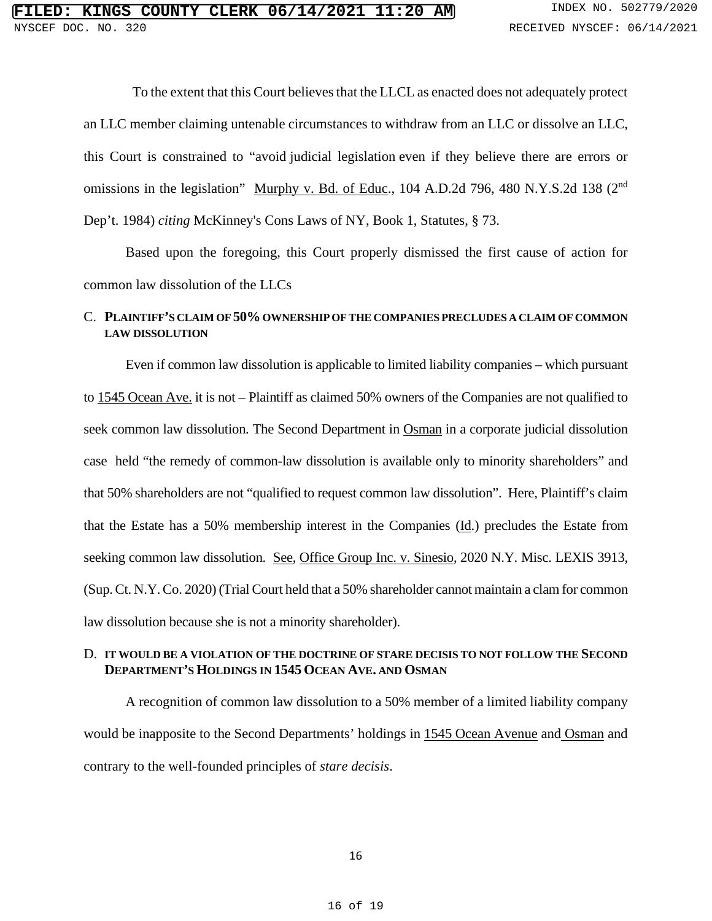To the extent that this Court believes that the LLCL as enacted does not adequately protect an LLC member claiming untenable circumstances to withdraw from an LLC or dissolve an LLC, this Court is constrained to "avoid judicial legislation even if they believe there are errors or omissions in the legislation" Murphy v. Bd. of Educ., 104 A.D.2d 796, 480 N.Y.S.2d 138 (2nd Dep't. 1984) *citing* McKinney's Cons Laws of NY, Book 1, Statutes, § 73.

Based upon the foregoing, this Court properly dismissed the first cause of action for common law dissolution of the LLCs

### C. PLAINTIFF'S CLAIM OF 50% OWNERSHIP OF THE COMPANIES PRECLUDES A CLAIM OF COMMON LAW DISSOLUTION

Even if common law dissolution is applicable to limited liability companies – which pursuant to 1545 Ocean Ave. it is not – Plaintiff as claimed 50% owners of the Companies are not qualified to seek common law dissolution. The Second Department in Osman in a corporate judicial dissolution case held "the remedy of common-law dissolution is available only to minority shareholders" and that 50% shareholders are not "qualified to request common law dissolution". Here, Plaintiff's claim that the Estate has a 50% membership interest in the Companies (Id.) precludes the Estate from seeking common law dissolution. See, Office Group Inc. v. Sinesio, 2020 N.Y. Misc. LEXIS 3913, (Sup. Ct. N.Y. Co. 2020) (Trial Court held that a 50% shareholder cannot maintain a clam for common law dissolution because she is not a minority shareholder).

### D. IT WOULD BE A VIOLATION OF THE DOCTRINE OF STARE DECISIS TO NOT FOLLOW THE SECOND DEPARTMENT'S HOLDINGS IN 1545 OCEAN AVE. AND OSMAN

A recognition of common law dissolution to a 50% member of a limited liability company would be inapposite to the Second Departments' holdings in 1545 Ocean Avenue and Osman and contrary to the well-founded principles of *stare decisis*.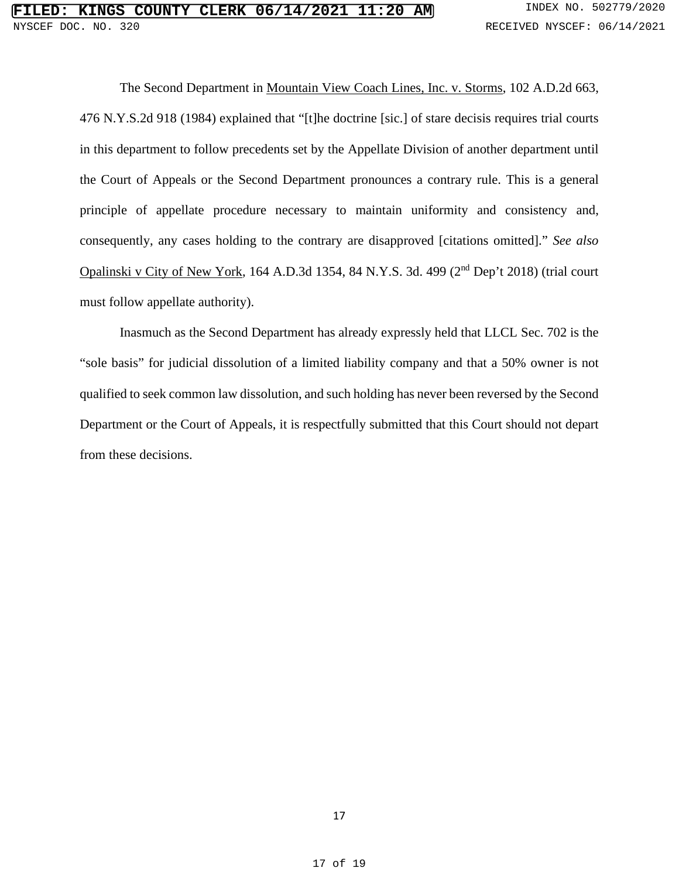The Second Department in Mountain View Coach Lines, Inc. v. Storms, 102 A.D.2d 663, 476 N.Y.S.2d 918 (1984) explained that "[t]he doctrine [sic.] of stare decisis requires trial courts in this department to follow precedents set by the Appellate Division of another department until the Court of Appeals or the Second Department pronounces a contrary rule. This is a general principle of appellate procedure necessary to maintain uniformity and consistency and, consequently, any cases holding to the contrary are disapproved [citations omitted]." *See also* Opalinski v City of New York, 164 A.D.3d 1354, 84 N.Y.S. 3d. 499 (2nd Dep't 2018) (trial court must follow appellate authority).

Inasmuch as the Second Department has already expressly held that LLCL Sec. 702 is the "sole basis" for judicial dissolution of a limited liability company and that a 50% owner is not qualified to seek common law dissolution, and such holding has never been reversed by the Second Department or the Court of Appeals, it is respectfully submitted that this Court should not depart from these decisions.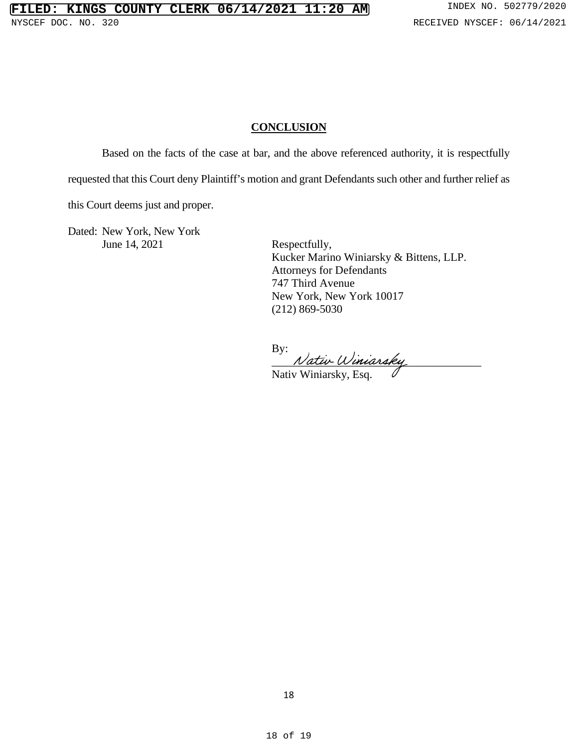## CONCLUSION

Based on the facts of the case at bar, and the above referenced authority, it is respectfully requested that this Court deny Plaintiff's motion and grant Defendants such other and further relief as this Court deems just and proper.

Dated: New York, New York
June 14, 2021

Respectfully,
Kucker Marino Winiarsky & Bittens, LLP.
Attorneys for Defendants
747 Third Avenue
New York, New York 10017
(212) 869-5030

By: *Nativ Winiarsky*
Nativ Winiarsky, Esq.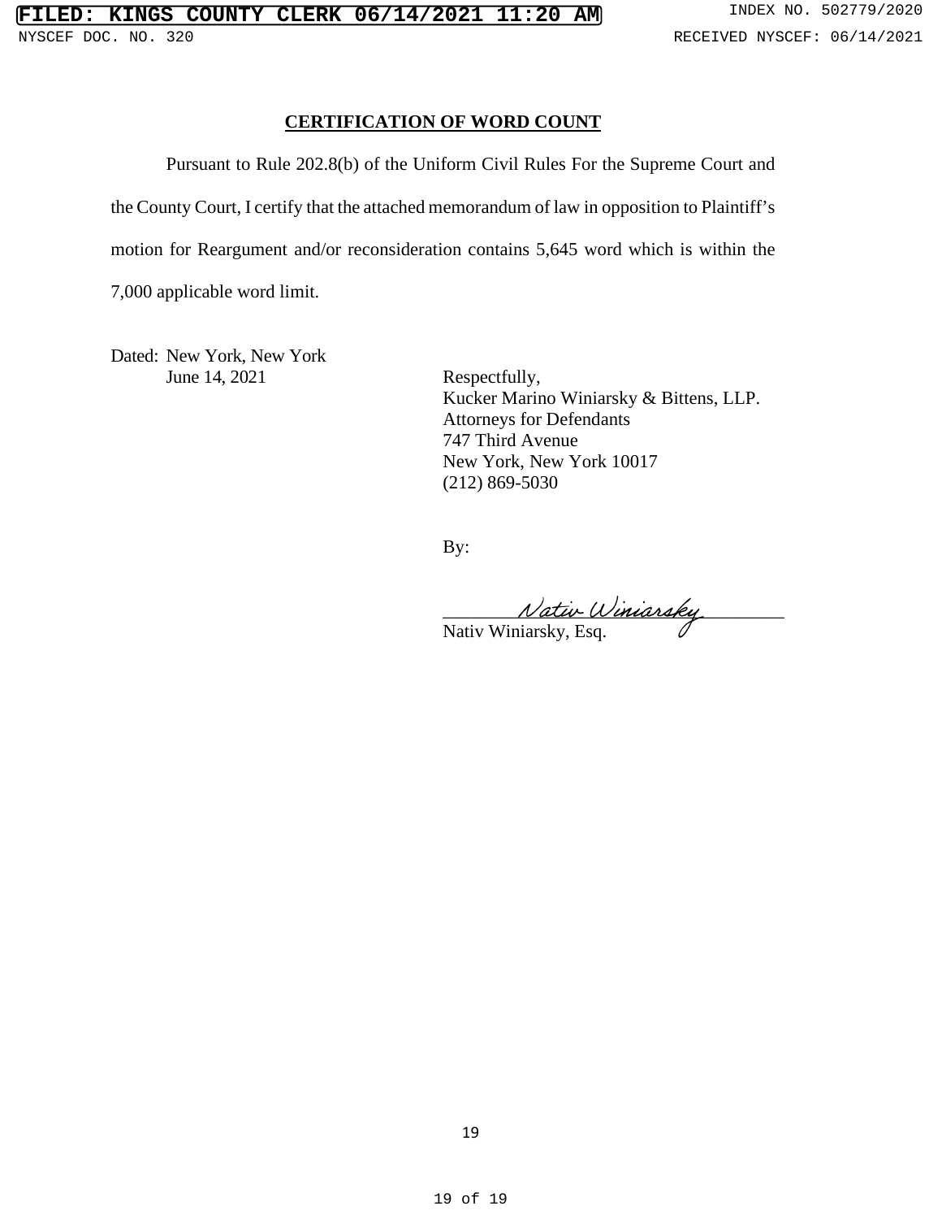## CERTIFICATION OF WORD COUNT

Pursuant to Rule 202.8(b) of the Uniform Civil Rules For the Supreme Court and the County Court, I certify that the attached memorandum of law in opposition to Plaintiff's motion for Reargument and/or reconsideration contains 5,645 word which is within the 7,000 applicable word limit.

Dated: New York, New York
June 14, 2021

Respectfully,
Kucker Marino Winiarsky & Bittens, LLP.
Attorneys for Defendants
747 Third Avenue
New York, New York 10017
(212) 869-5030

By:

Nativ Winiarsky

Nativ Winiarsky, Esq.